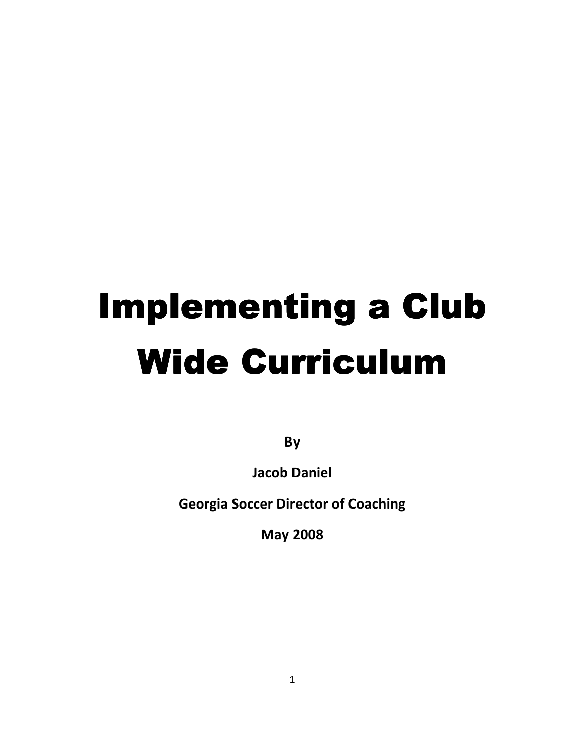# Implementing a Club Wide Curriculum

**By**

**Jacob Daniel**

**Georgia Soccer Director of Coaching**

**May 2008**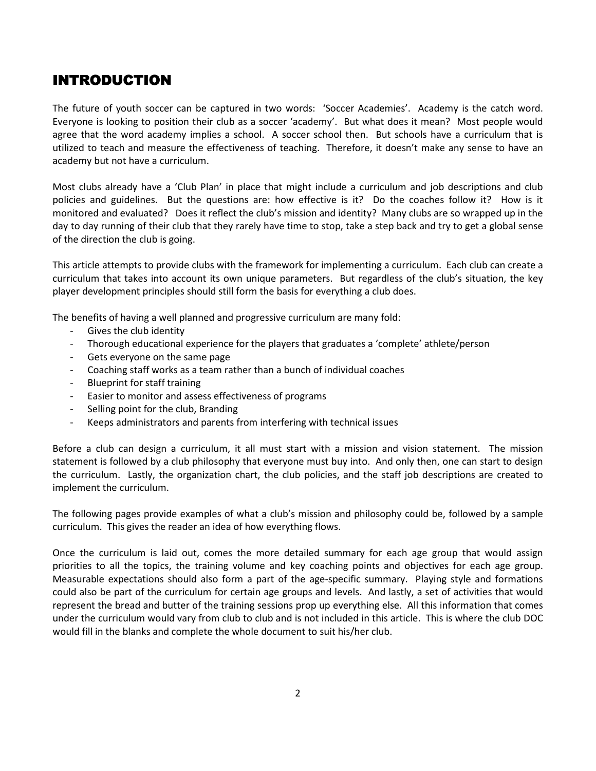# INTRODUCTION

The future of youth soccer can be captured in two words: 'Soccer Academies'. Academy is the catch word. Everyone is looking to position their club as a soccer 'academy'. But what does it mean? Most people would agree that the word academy implies a school. A soccer school then. But schools have a curriculum that is utilized to teach and measure the effectiveness of teaching. Therefore, it doesn't make any sense to have an academy but not have a curriculum.

Most clubs already have a 'Club Plan' in place that might include a curriculum and job descriptions and club policies and guidelines. But the questions are: how effective is it? Do the coaches follow it? How is it monitored and evaluated? Does it reflect the club's mission and identity? Many clubs are so wrapped up in the day to day running of their club that they rarely have time to stop, take a step back and try to get a global sense of the direction the club is going.

This article attempts to provide clubs with the framework for implementing a curriculum. Each club can create a curriculum that takes into account its own unique parameters. But regardless of the club's situation, the key player development principles should still form the basis for everything a club does.

The benefits of having a well planned and progressive curriculum are many fold:

- Gives the club identity
- Thorough educational experience for the players that graduates a 'complete' athlete/person
- Gets everyone on the same page
- Coaching staff works as a team rather than a bunch of individual coaches
- Blueprint for staff training
- Easier to monitor and assess effectiveness of programs
- Selling point for the club, Branding
- Keeps administrators and parents from interfering with technical issues

Before a club can design a curriculum, it all must start with a mission and vision statement. The mission statement is followed by a club philosophy that everyone must buy into. And only then, one can start to design the curriculum. Lastly, the organization chart, the club policies, and the staff job descriptions are created to implement the curriculum.

The following pages provide examples of what a club's mission and philosophy could be, followed by a sample curriculum. This gives the reader an idea of how everything flows.

Once the curriculum is laid out, comes the more detailed summary for each age group that would assign priorities to all the topics, the training volume and key coaching points and objectives for each age group. Measurable expectations should also form a part of the age-specific summary. Playing style and formations could also be part of the curriculum for certain age groups and levels. And lastly, a set of activities that would represent the bread and butter of the training sessions prop up everything else. All this information that comes under the curriculum would vary from club to club and is not included in this article. This is where the club DOC would fill in the blanks and complete the whole document to suit his/her club.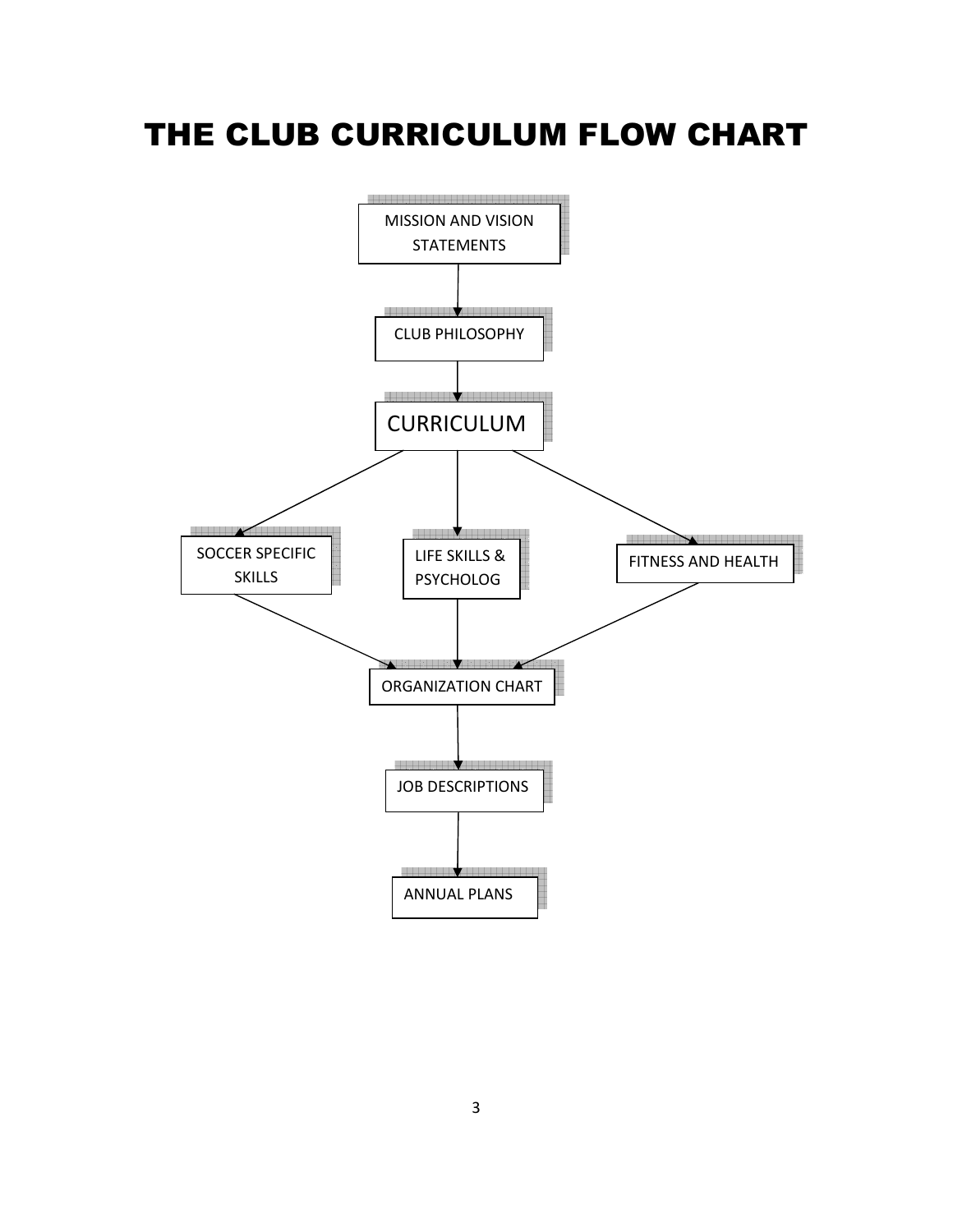# THE CLUB CURRICULUM FLOW CHART

MISSION AND VISION STATEMENTS

CLUB PHILOSOPHY

CURRICULUM

SOCCER SPECIFIC SKILLS

LIFE SKILLS & PSYCHOLOG

FITNESS AND HEALTH

ORGANIZATION CHART

JOB DESCRIPTIONS

ANNUAL PLANS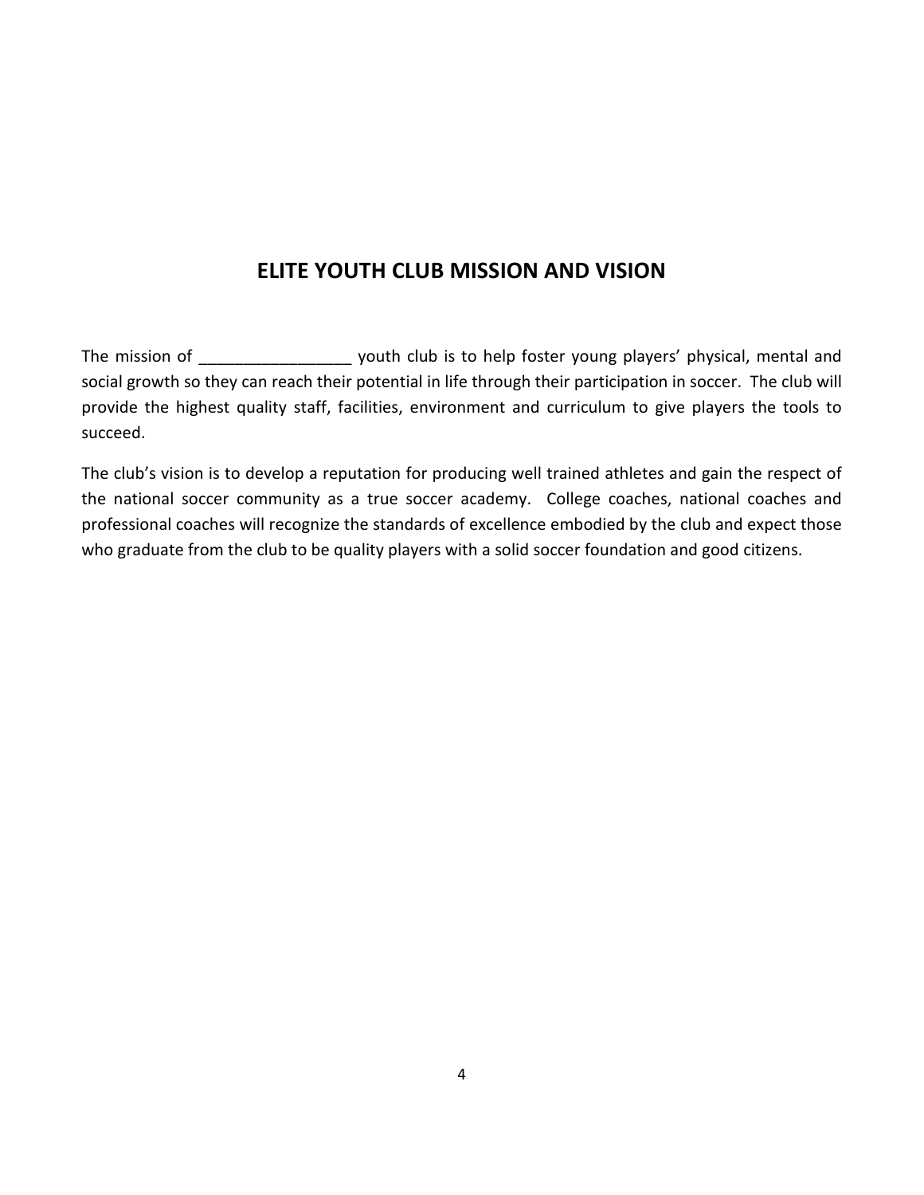# ELITE YOUTH CLUB MISSION AND VISION

The mission of _________________ youth club is to help foster young players' physical, mental and social growth so they can reach their potential in life through their participation in soccer. The club will provide the highest quality staff, facilities, environment and curriculum to give players the tools to succeed.

The club's vision is to develop a reputation for producing well trained athletes and gain the respect of the national soccer community as a true soccer academy. College coaches, national coaches and professional coaches will recognize the standards of excellence embodied by the club and expect those who graduate from the club to be quality players with a solid soccer foundation and good citizens.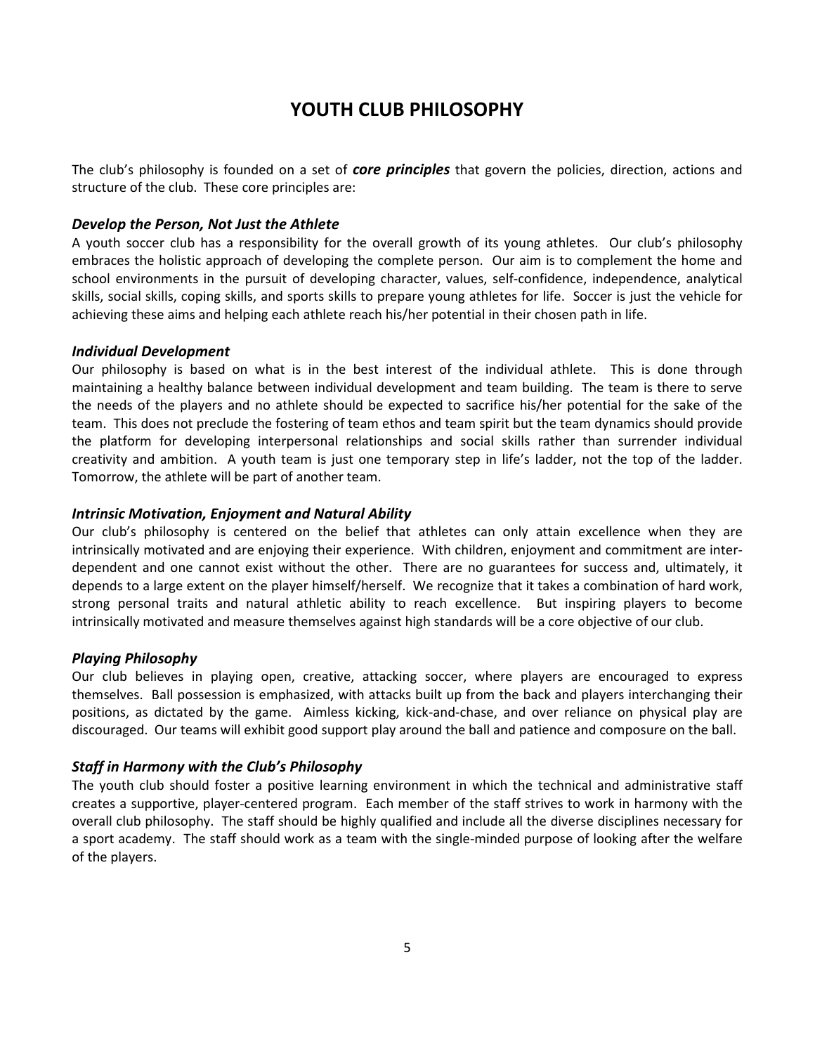# YOUTH CLUB PHILOSOPHY

The club's philosophy is founded on a set of ***core principles*** that govern the policies, direction, actions and structure of the club. These core principles are:

### *Develop the Person, Not Just the Athlete*

A youth soccer club has a responsibility for the overall growth of its young athletes. Our club's philosophy embraces the holistic approach of developing the complete person. Our aim is to complement the home and school environments in the pursuit of developing character, values, self-confidence, independence, analytical skills, social skills, coping skills, and sports skills to prepare young athletes for life. Soccer is just the vehicle for achieving these aims and helping each athlete reach his/her potential in their chosen path in life.

### *Individual Development*

Our philosophy is based on what is in the best interest of the individual athlete. This is done through maintaining a healthy balance between individual development and team building. The team is there to serve the needs of the players and no athlete should be expected to sacrifice his/her potential for the sake of the team. This does not preclude the fostering of team ethos and team spirit but the team dynamics should provide the platform for developing interpersonal relationships and social skills rather than surrender individual creativity and ambition. A youth team is just one temporary step in life's ladder, not the top of the ladder. Tomorrow, the athlete will be part of another team.

### *Intrinsic Motivation, Enjoyment and Natural Ability*

Our club's philosophy is centered on the belief that athletes can only attain excellence when they are intrinsically motivated and are enjoying their experience. With children, enjoyment and commitment are inter-dependent and one cannot exist without the other. There are no guarantees for success and, ultimately, it depends to a large extent on the player himself/herself. We recognize that it takes a combination of hard work, strong personal traits and natural athletic ability to reach excellence. But inspiring players to become intrinsically motivated and measure themselves against high standards will be a core objective of our club.

### *Playing Philosophy*

Our club believes in playing open, creative, attacking soccer, where players are encouraged to express themselves. Ball possession is emphasized, with attacks built up from the back and players interchanging their positions, as dictated by the game. Aimless kicking, kick-and-chase, and over reliance on physical play are discouraged. Our teams will exhibit good support play around the ball and patience and composure on the ball.

### *Staff in Harmony with the Club's Philosophy*

The youth club should foster a positive learning environment in which the technical and administrative staff creates a supportive, player-centered program. Each member of the staff strives to work in harmony with the overall club philosophy. The staff should be highly qualified and include all the diverse disciplines necessary for a sport academy. The staff should work as a team with the single-minded purpose of looking after the welfare of the players.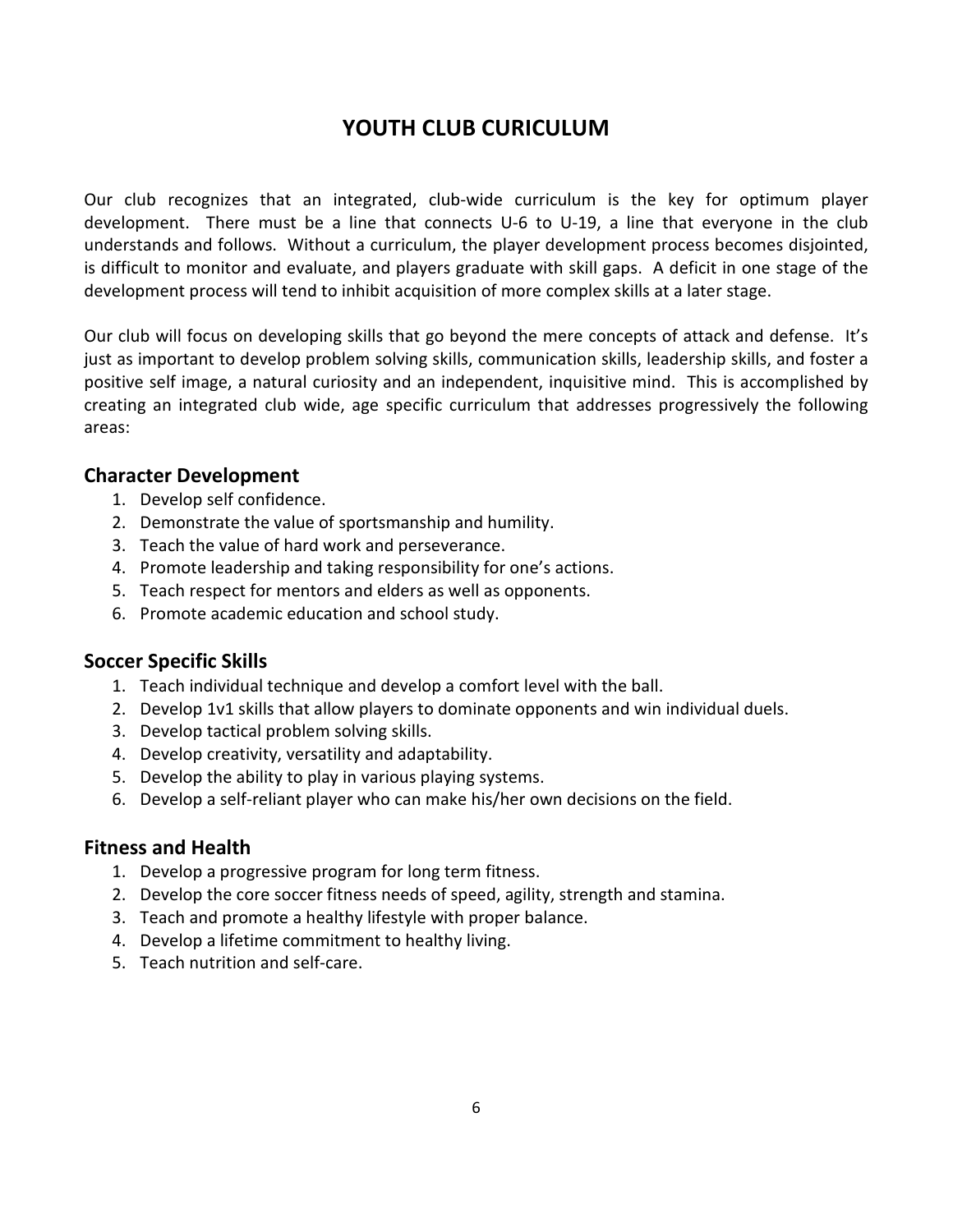# YOUTH CLUB CURICULUM

Our club recognizes that an integrated, club-wide curriculum is the key for optimum player development. There must be a line that connects U-6 to U-19, a line that everyone in the club understands and follows. Without a curriculum, the player development process becomes disjointed, is difficult to monitor and evaluate, and players graduate with skill gaps. A deficit in one stage of the development process will tend to inhibit acquisition of more complex skills at a later stage.

Our club will focus on developing skills that go beyond the mere concepts of attack and defense. It's just as important to develop problem solving skills, communication skills, leadership skills, and foster a positive self image, a natural curiosity and an independent, inquisitive mind. This is accomplished by creating an integrated club wide, age specific curriculum that addresses progressively the following areas:

## Character Development

1. Develop self confidence.
2. Demonstrate the value of sportsmanship and humility.
3. Teach the value of hard work and perseverance.
4. Promote leadership and taking responsibility for one's actions.
5. Teach respect for mentors and elders as well as opponents.
6. Promote academic education and school study.

## Soccer Specific Skills

1. Teach individual technique and develop a comfort level with the ball.
2. Develop 1v1 skills that allow players to dominate opponents and win individual duels.
3. Develop tactical problem solving skills.
4. Develop creativity, versatility and adaptability.
5. Develop the ability to play in various playing systems.
6. Develop a self-reliant player who can make his/her own decisions on the field.

## Fitness and Health

1. Develop a progressive program for long term fitness.
2. Develop the core soccer fitness needs of speed, agility, strength and stamina.
3. Teach and promote a healthy lifestyle with proper balance.
4. Develop a lifetime commitment to healthy living.
5. Teach nutrition and self-care.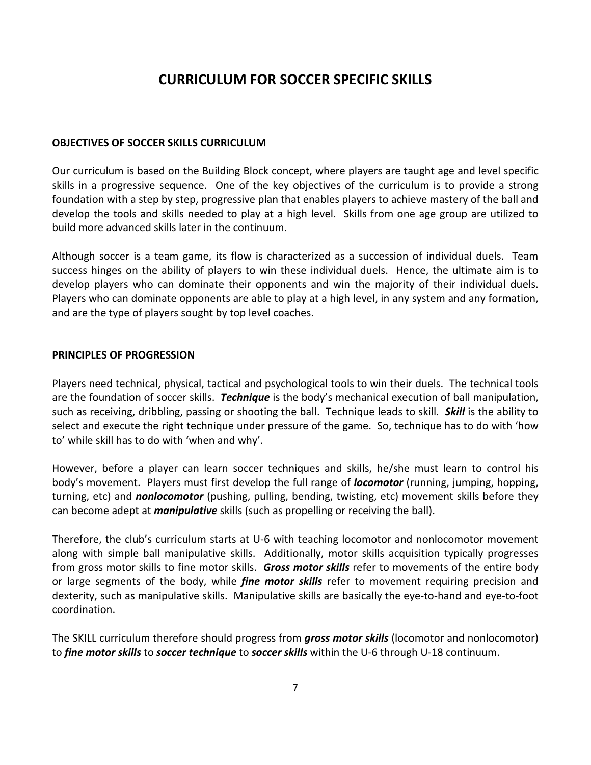# CURRICULUM FOR SOCCER SPECIFIC SKILLS

## OBJECTIVES OF SOCCER SKILLS CURRICULUM

Our curriculum is based on the Building Block concept, where players are taught age and level specific skills in a progressive sequence. One of the key objectives of the curriculum is to provide a strong foundation with a step by step, progressive plan that enables players to achieve mastery of the ball and develop the tools and skills needed to play at a high level. Skills from one age group are utilized to build more advanced skills later in the continuum.

Although soccer is a team game, its flow is characterized as a succession of individual duels. Team success hinges on the ability of players to win these individual duels. Hence, the ultimate aim is to develop players who can dominate their opponents and win the majority of their individual duels. Players who can dominate opponents are able to play at a high level, in any system and any formation, and are the type of players sought by top level coaches.

## PRINCIPLES OF PROGRESSION

Players need technical, physical, tactical and psychological tools to win their duels. The technical tools are the foundation of soccer skills. ***Technique*** is the body's mechanical execution of ball manipulation, such as receiving, dribbling, passing or shooting the ball. Technique leads to skill. ***Skill*** is the ability to select and execute the right technique under pressure of the game. So, technique has to do with 'how to' while skill has to do with 'when and why'.

However, before a player can learn soccer techniques and skills, he/she must learn to control his body's movement. Players must first develop the full range of ***locomotor*** (running, jumping, hopping, turning, etc) and ***nonlocomotor*** (pushing, pulling, bending, twisting, etc) movement skills before they can become adept at ***manipulative*** skills (such as propelling or receiving the ball).

Therefore, the club's curriculum starts at U-6 with teaching locomotor and nonlocomotor movement along with simple ball manipulative skills. Additionally, motor skills acquisition typically progresses from gross motor skills to fine motor skills. ***Gross motor skills*** refer to movements of the entire body or large segments of the body, while ***fine motor skills*** refer to movement requiring precision and dexterity, such as manipulative skills. Manipulative skills are basically the eye-to-hand and eye-to-foot coordination.

The SKILL curriculum therefore should progress from ***gross motor skills*** (locomotor and nonlocomotor) to ***fine motor skills*** to ***soccer technique*** to ***soccer skills*** within the U-6 through U-18 continuum.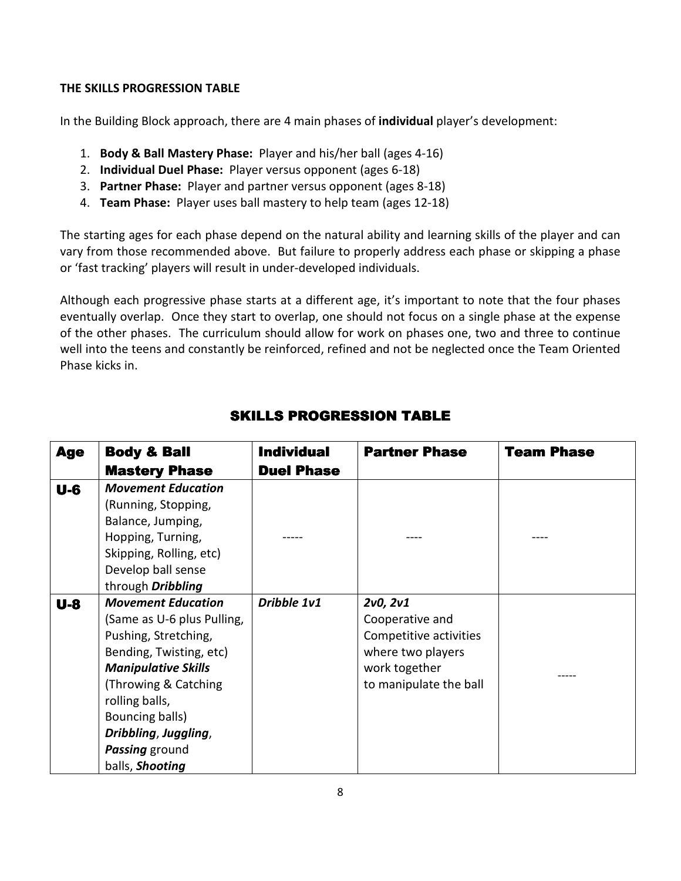**THE SKILLS PROGRESSION TABLE**

In the Building Block approach, there are 4 main phases of **individual** player's development:

1. **Body & Ball Mastery Phase:** Player and his/her ball (ages 4-16)
2. **Individual Duel Phase:** Player versus opponent (ages 6-18)
3. **Partner Phase:** Player and partner versus opponent (ages 8-18)
4. **Team Phase:** Player uses ball mastery to help team (ages 12-18)

The starting ages for each phase depend on the natural ability and learning skills of the player and can vary from those recommended above. But failure to properly address each phase or skipping a phase or 'fast tracking' players will result in under-developed individuals.

Although each progressive phase starts at a different age, it's important to note that the four phases eventually overlap. Once they start to overlap, one should not focus on a single phase at the expense of the other phases. The curriculum should allow for work on phases one, two and three to continue well into the teens and constantly be reinforced, refined and not be neglected once the Team Oriented Phase kicks in.

## SKILLS PROGRESSION TABLE

| Age | Body & Ball Mastery Phase | Individual Duel Phase | Partner Phase | Team Phase |
|---|---|---|---|---|
| **U-6** | ***Movement Education*** (Running, Stopping, Balance, Jumping, Hopping, Turning, Skipping, Rolling, etc) Develop ball sense through ***Dribbling*** | ----- | ---- | ---- |
| **U-8** | ***Movement Education*** (Same as U-6 plus Pulling, Pushing, Stretching, Bending, Twisting, etc) ***Manipulative Skills*** (Throwing & Catching rolling balls, Bouncing balls) ***Dribbling***, ***Juggling***, ***Passing*** ground balls, ***Shooting*** | ***Dribble 1v1*** | ***2v0, 2v1*** Cooperative and Competitive activities where two players work together to manipulate the ball | ----- |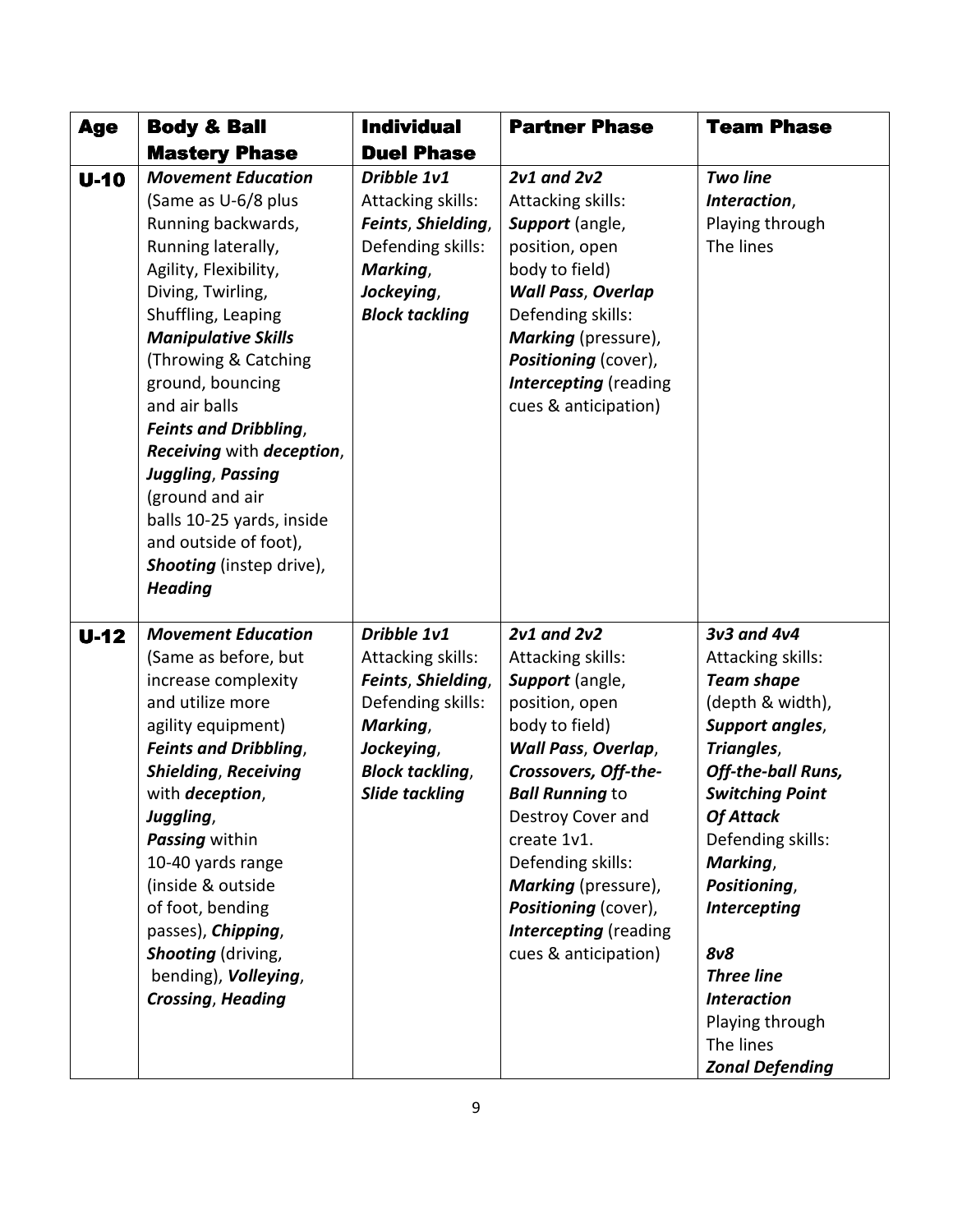| Age | Body & Ball Mastery Phase | Individual Duel Phase | Partner Phase | Team Phase |
|---|---|---|---|---|
| **U-10** | ***Movement Education*** (Same as U-6/8 plus Running backwards, Running laterally, Agility, Flexibility, Diving, Twirling, Shuffling, Leaping ***Manipulative Skills*** (Throwing & Catching ground, bouncing and air balls ***Feints and Dribbling***, ***Receiving*** with ***deception***, ***Juggling***, ***Passing*** (ground and air balls 10-25 yards, inside and outside of foot), ***Shooting*** (instep drive), ***Heading*** | ***Dribble 1v1*** Attacking skills: ***Feints***, ***Shielding***, Defending skills: ***Marking***, ***Jockeying***, ***Block tackling*** | ***2v1 and 2v2*** Attacking skills: ***Support*** (angle, position, open body to field) ***Wall Pass***, ***Overlap*** Defending skills: ***Marking*** (pressure), ***Positioning*** (cover), ***Intercepting*** (reading cues & anticipation) | ***Two line Interaction***, Playing through The lines |
| **U-12** | ***Movement Education*** (Same as before, but increase complexity and utilize more agility equipment) ***Feints and Dribbling***, ***Shielding***, ***Receiving*** with ***deception***, ***Juggling***, ***Passing*** within 10-40 yards range (inside & outside of foot, bending passes), ***Chipping***, ***Shooting*** (driving, bending), ***Volleying***, ***Crossing***, ***Heading*** | ***Dribble 1v1*** Attacking skills: ***Feints***, ***Shielding***, Defending skills: ***Marking***, ***Jockeying***, ***Block tackling***, ***Slide tackling*** | ***2v1 and 2v2*** Attacking skills: ***Support*** (angle, position, open body to field) ***Wall Pass***, ***Overlap***, ***Crossovers, Off-the-Ball Running*** to Destroy Cover and create 1v1. Defending skills: ***Marking*** (pressure), ***Positioning*** (cover), ***Intercepting*** (reading cues & anticipation) | ***3v3 and 4v4*** Attacking skills: ***Team shape*** (depth & width), ***Support angles***, ***Triangles***, ***Off-the-ball Runs, Switching Point Of Attack*** Defending skills: ***Marking***, ***Positioning***, ***Intercepting*** ***8v8*** ***Three line Interaction*** Playing through The lines ***Zonal Defending*** |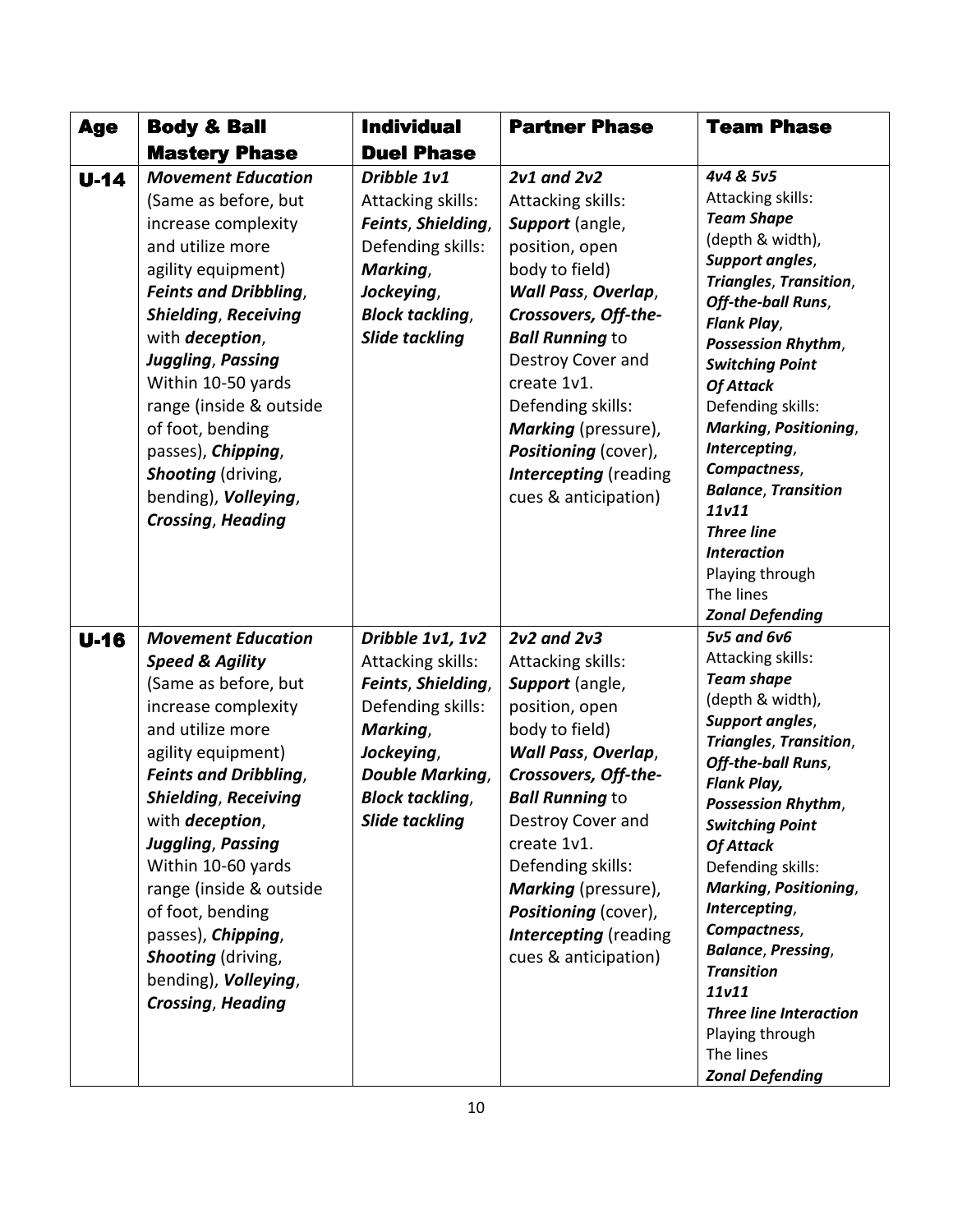| Age | Body & Ball Mastery Phase | Individual Duel Phase | Partner Phase | Team Phase |
|---|---|---|---|---|
| **U-14** | ***Movement Education*** (Same as before, but increase complexity and utilize more agility equipment) ***Feints and Dribbling***, ***Shielding***, ***Receiving*** with ***deception***, ***Juggling***, ***Passing*** Within 10-50 yards range (inside & outside of foot, bending passes), ***Chipping***, ***Shooting*** (driving, bending), ***Volleying***, ***Crossing***, ***Heading*** | ***Dribble 1v1*** Attacking skills: ***Feints***, ***Shielding***, Defending skills: ***Marking***, ***Jockeying***, ***Block tackling***, ***Slide tackling*** | ***2v1 and 2v2*** Attacking skills: ***Support*** (angle, position, open body to field) ***Wall Pass***, ***Overlap***, ***Crossovers, Off-the-Ball Running*** to Destroy Cover and create 1v1. Defending skills: ***Marking*** (pressure), ***Positioning*** (cover), ***Intercepting*** (reading cues & anticipation) | ***4v4 & 5v5*** Attacking skills: ***Team Shape*** (depth & width), ***Support angles***, ***Triangles***, ***Transition***, ***Off-the-ball Runs***, ***Flank Play***, ***Possession Rhythm***, ***Switching Point Of Attack*** Defending skills: ***Marking***, ***Positioning***, ***Intercepting***, ***Compactness***, ***Balance***, ***Transition*** ***11v11*** ***Three line Interaction*** Playing through The lines ***Zonal Defending*** |
| **U-16** | ***Movement Education*** ***Speed & Agility*** (Same as before, but increase complexity and utilize more agility equipment) ***Feints and Dribbling***, ***Shielding***, ***Receiving*** with ***deception***, ***Juggling***, ***Passing*** Within 10-60 yards range (inside & outside of foot, bending passes), ***Chipping***, ***Shooting*** (driving, bending), ***Volleying***, ***Crossing***, ***Heading*** | ***Dribble 1v1, 1v2*** Attacking skills: ***Feints***, ***Shielding***, Defending skills: ***Marking***, ***Jockeying***, ***Double Marking***, ***Block tackling***, ***Slide tackling*** | ***2v2 and 2v3*** Attacking skills: ***Support*** (angle, position, open body to field) ***Wall Pass***, ***Overlap***, ***Crossovers, Off-the-Ball Running*** to Destroy Cover and create 1v1. Defending skills: ***Marking*** (pressure), ***Positioning*** (cover), ***Intercepting*** (reading cues & anticipation) | ***5v5 and 6v6*** Attacking skills: ***Team shape*** (depth & width), ***Support angles***, ***Triangles***, ***Transition***, ***Off-the-ball Runs***, ***Flank Play,*** ***Possession Rhythm***, ***Switching Point Of Attack*** Defending skills: ***Marking***, ***Positioning***, ***Intercepting***, ***Compactness***, ***Balance***, ***Pressing***, ***Transition*** ***11v11*** ***Three line Interaction*** Playing through The lines ***Zonal Defending*** |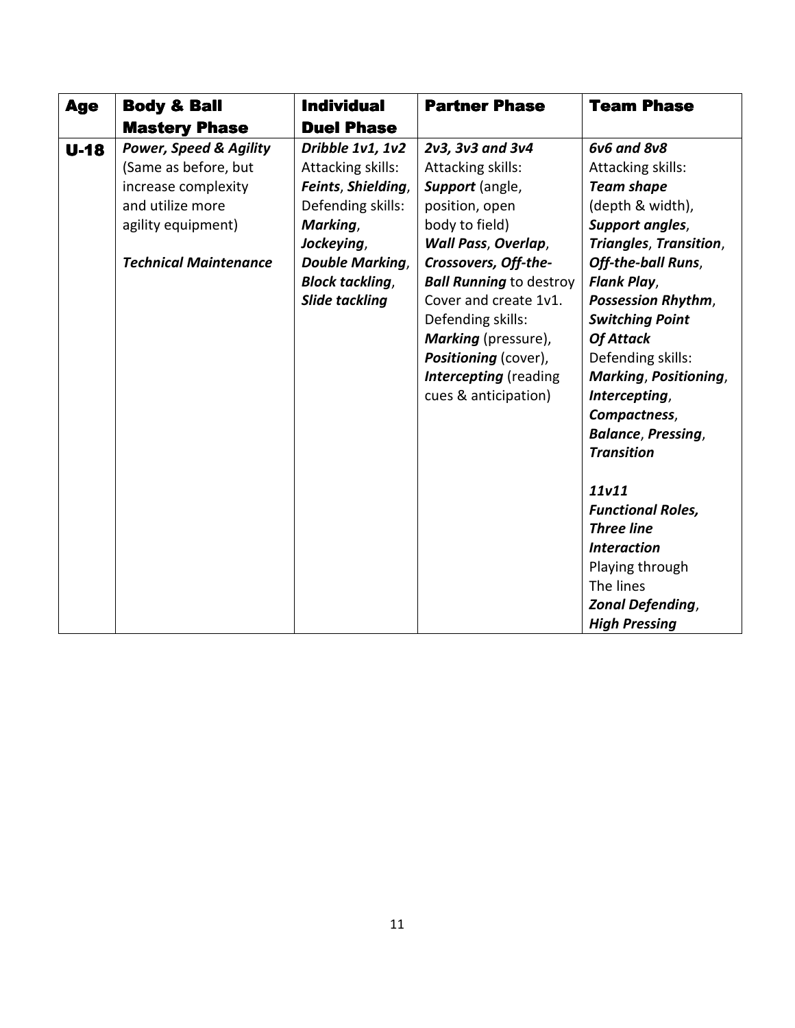| Age | Body & Ball Mastery Phase | Individual Duel Phase | Partner Phase | Team Phase |
|---|---|---|---|---|
| **U-18** | ***Power, Speed & Agility*** (Same as before, but increase complexity and utilize more agility equipment)<br><br>***Technical Maintenance*** | ***Dribble 1v1, 1v2***<br>Attacking skills: ***Feints***, ***Shielding***,<br>Defending skills: ***Marking***, ***Jockeying***, ***Double Marking***, ***Block tackling***, ***Slide tackling*** | ***2v3, 3v3 and 3v4***<br>Attacking skills: ***Support*** (angle, position, open body to field)<br>***Wall Pass***, ***Overlap***, ***Crossovers, Off-the-Ball Running*** to destroy Cover and create 1v1.<br>Defending skills: ***Marking*** (pressure), ***Positioning*** (cover), ***Intercepting*** (reading cues & anticipation) | ***6v6 and 8v8***<br>Attacking skills: ***Team shape*** (depth & width), ***Support angles***, ***Triangles***, ***Transition***, ***Off-the-ball Runs***, ***Flank Play***, ***Possession Rhythm***, ***Switching Point Of Attack***<br>Defending skills: ***Marking***, ***Positioning***, ***Intercepting***, ***Compactness***, ***Balance***, ***Pressing***, ***Transition***<br><br>***11v11***<br>***Functional Roles, Three line Interaction***<br>Playing through The lines<br>***Zonal Defending***, ***High Pressing*** |